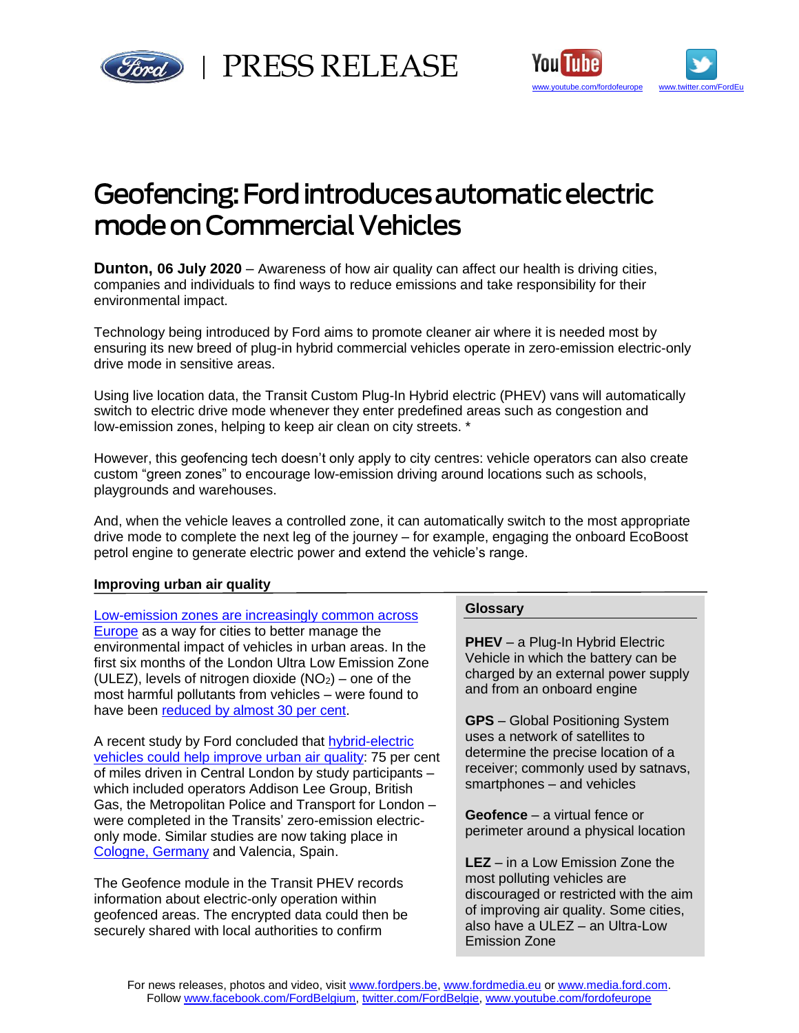PRESS RELEASE

# Geofencing: Ford introduces automatic electric mode on Commercial Vehicles

**Dunton, 06 July 2020** – Awareness of how air quality can affect our health is driving cities, companies and individuals to find ways to reduce emissions and take responsibility for their environmental impact.

Technology being introduced by Ford aims to promote cleaner air where it is needed most by ensuring its new breed of plug-in hybrid commercial vehicles operate in zero-emission electric-only drive mode in sensitive areas.

Using live location data, the Transit Custom Plug-In Hybrid electric (PHEV) vans will automatically switch to electric drive mode whenever they enter predefined areas such as congestion and low-emission zones, helping to keep air clean on city streets. *

However, this geofencing tech doesn't only apply to city centres: vehicle operators can also create custom "green zones" to encourage low-emission driving around locations such as schools, playgrounds and warehouses.

And, when the vehicle leaves a controlled zone, it can automatically switch to the most appropriate drive mode to complete the next leg of the journey – for example, engaging the onboard EcoBoost petrol engine to generate electric power and extend the vehicle's range.

## Improving urban air quality

Low-emission zones are increasingly common across Europe as a way for cities to better manage the environmental impact of vehicles in urban areas. In the first six months of the London Ultra Low Emission Zone (ULEZ), levels of nitrogen dioxide ($NO_2$) – one of the most harmful pollutants from vehicles – were found to have been reduced by almost 30 per cent.

A recent study by Ford concluded that hybrid-electric vehicles could help improve urban air quality: 75 per cent of miles driven in Central London by study participants – which included operators Addison Lee Group, British Gas, the Metropolitan Police and Transport for London – were completed in the Transits' zero-emission electric-only mode. Similar studies are now taking place in Cologne, Germany and Valencia, Spain.

The Geofence module in the Transit PHEV records information about electric-only operation within geofenced areas. The encrypted data could then be securely shared with local authorities to confirm

> **Glossary**
>
> **PHEV** – a Plug-In Hybrid Electric Vehicle in which the battery can be charged by an external power supply and from an onboard engine
>
> **GPS** – Global Positioning System uses a network of satellites to determine the precise location of a receiver; commonly used by satnavs, smartphones – and vehicles
>
> **Geofence** – a virtual fence or perimeter around a physical location
>
> **LEZ** – in a Low Emission Zone the most polluting vehicles are discouraged or restricted with the aim of improving air quality. Some cities, also have a ULEZ – an Ultra-Low Emission Zone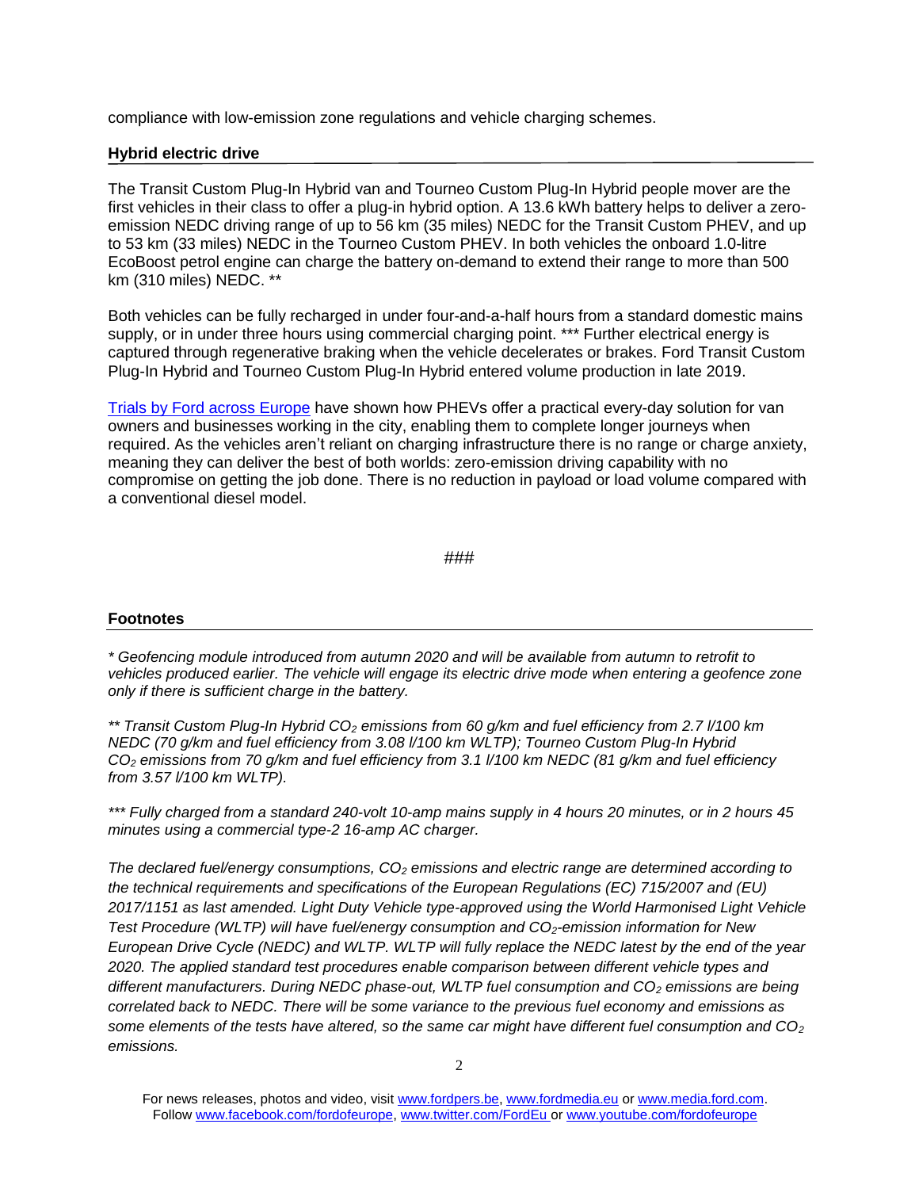compliance with low-emission zone regulations and vehicle charging schemes.

## Hybrid electric drive

The Transit Custom Plug-In Hybrid van and Tourneo Custom Plug-In Hybrid people mover are the first vehicles in their class to offer a plug-in hybrid option. A 13.6 kWh battery helps to deliver a zero-emission NEDC driving range of up to 56 km (35 miles) NEDC for the Transit Custom PHEV, and up to 53 km (33 miles) NEDC in the Tourneo Custom PHEV. In both vehicles the onboard 1.0-litre EcoBoost petrol engine can charge the battery on-demand to extend their range to more than 500 km (310 miles) NEDC. **

Both vehicles can be fully recharged in under four-and-a-half hours from a standard domestic mains supply, or in under three hours using commercial charging point. *** Further electrical energy is captured through regenerative braking when the vehicle decelerates or brakes. Ford Transit Custom Plug-In Hybrid and Tourneo Custom Plug-In Hybrid entered volume production in late 2019.

Trials by Ford across Europe have shown how PHEVs offer a practical every-day solution for van owners and businesses working in the city, enabling them to complete longer journeys when required. As the vehicles aren't reliant on charging infrastructure there is no range or charge anxiety, meaning they can deliver the best of both worlds: zero-emission driving capability with no compromise on getting the job done. There is no reduction in payload or load volume compared with a conventional diesel model.

###

## Footnotes

*\* Geofencing module introduced from autumn 2020 and will be available from autumn to retrofit to vehicles produced earlier. The vehicle will engage its electric drive mode when entering a geofence zone only if there is sufficient charge in the battery.*

*\*\* Transit Custom Plug-In Hybrid $CO_2$ emissions from 60 g/km and fuel efficiency from 2.7 l/100 km NEDC (70 g/km and fuel efficiency from 3.08 l/100 km WLTP); Tourneo Custom Plug-In Hybrid $CO_2$ emissions from 70 g/km and fuel efficiency from 3.1 l/100 km NEDC (81 g/km and fuel efficiency from 3.57 l/100 km WLTP).*

*\*\*\* Fully charged from a standard 240-volt 10-amp mains supply in 4 hours 20 minutes, or in 2 hours 45 minutes using a commercial type-2 16-amp AC charger.*

*The declared fuel/energy consumptions, $CO_2$ emissions and electric range are determined according to the technical requirements and specifications of the European Regulations (EC) 715/2007 and (EU) 2017/1151 as last amended. Light Duty Vehicle type-approved using the World Harmonised Light Vehicle Test Procedure (WLTP) will have fuel/energy consumption and $CO_2$-emission information for New European Drive Cycle (NEDC) and WLTP. WLTP will fully replace the NEDC latest by the end of the year 2020. The applied standard test procedures enable comparison between different vehicle types and different manufacturers. During NEDC phase-out, WLTP fuel consumption and $CO_2$ emissions are being correlated back to NEDC. There will be some variance to the previous fuel economy and emissions as some elements of the tests have altered, so the same car might have different fuel consumption and $CO_2$ emissions.*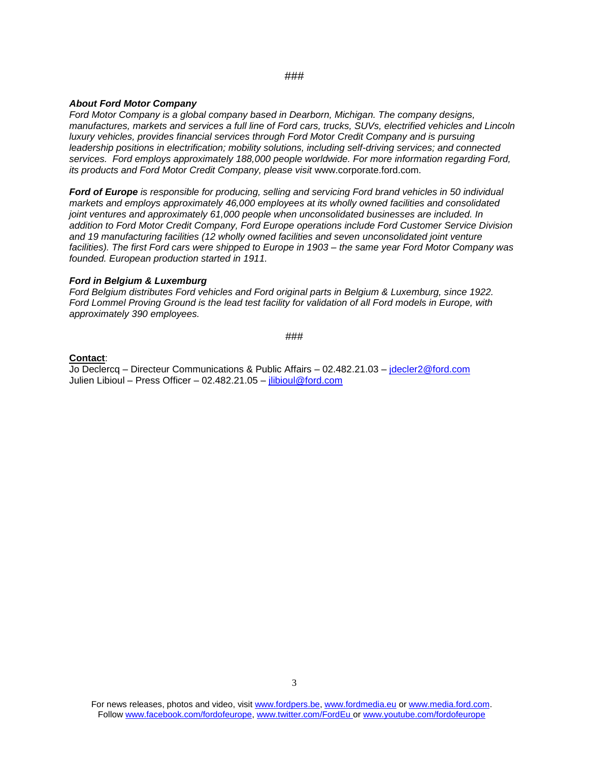###

***About Ford Motor Company***
*Ford Motor Company is a global company based in Dearborn, Michigan. The company designs, manufactures, markets and services a full line of Ford cars, trucks, SUVs, electrified vehicles and Lincoln luxury vehicles, provides financial services through Ford Motor Credit Company and is pursuing leadership positions in electrification; mobility solutions, including self-driving services; and connected services. Ford employs approximately 188,000 people worldwide. For more information regarding Ford, its products and Ford Motor Credit Company, please visit* www.corporate.ford.com.

***Ford of Europe*** *is responsible for producing, selling and servicing Ford brand vehicles in 50 individual markets and employs approximately 46,000 employees at its wholly owned facilities and consolidated joint ventures and approximately 61,000 people when unconsolidated businesses are included. In addition to Ford Motor Credit Company, Ford Europe operations include Ford Customer Service Division and 19 manufacturing facilities (12 wholly owned facilities and seven unconsolidated joint venture facilities). The first Ford cars were shipped to Europe in 1903 – the same year Ford Motor Company was founded. European production started in 1911.*

***Ford in Belgium & Luxemburg***
*Ford Belgium distributes Ford vehicles and Ford original parts in Belgium & Luxemburg, since 1922. Ford Lommel Proving Ground is the lead test facility for validation of all Ford models in Europe, with approximately 390 employees.*

###

**Contact**:
Jo Declercq – Directeur Communications & Public Affairs – 02.482.21.03 – jdecler2@ford.com
Julien Libioul – Press Officer – 02.482.21.05 – jlibioul@ford.com

For news releases, photos and video, visit www.fordpers.be, www.fordmedia.eu or www.media.ford.com.
Follow www.facebook.com/fordofeurope, www.twitter.com/FordEu or www.youtube.com/fordofeurope